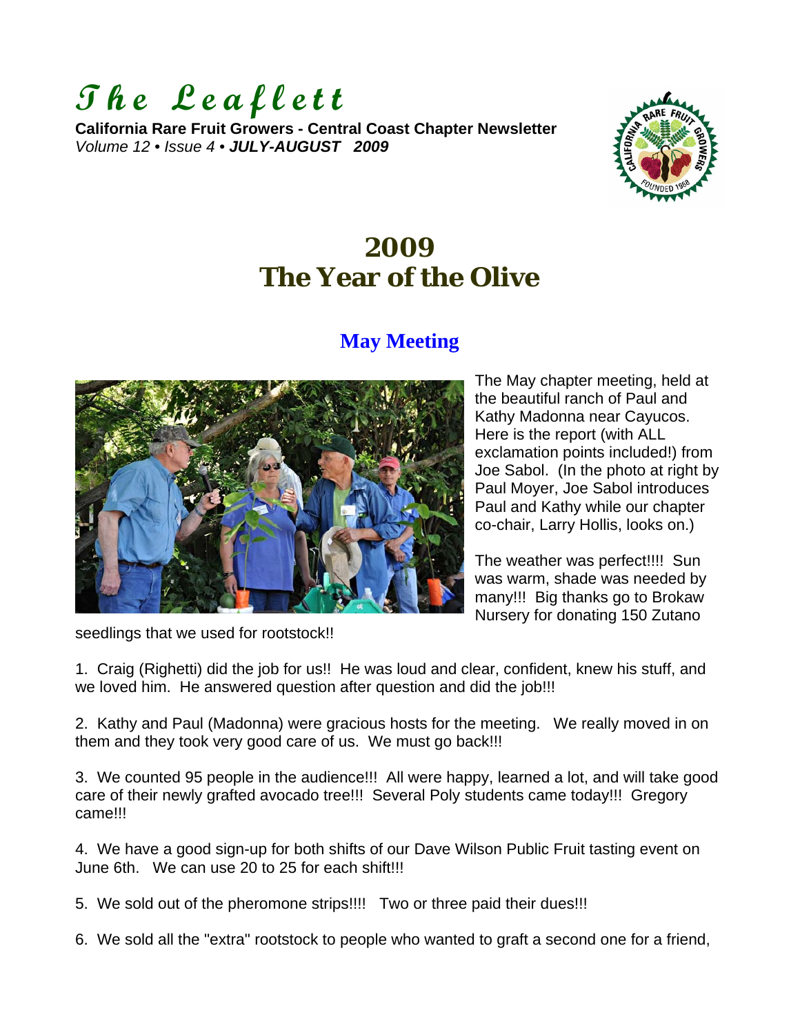# *The Leaflett*

**California Rare Fruit Growers - Central Coast Chapter Newsletter**
*Volume 12 • Issue 4 •* ***JULY-AUGUST 2009***

# 2009
# The Year of the Olive

## May Meeting

The May chapter meeting, held at the beautiful ranch of Paul and Kathy Madonna near Cayucos. Here is the report (with ALL exclamation points included!) from Joe Sabol. (In the photo at right by Paul Moyer, Joe Sabol introduces Paul and Kathy while our chapter co-chair, Larry Hollis, looks on.)

The weather was perfect!!!! Sun was warm, shade was needed by many!!! Big thanks go to Brokaw Nursery for donating 150 Zutano seedlings that we used for rootstock!!

1. Craig (Righetti) did the job for us!! He was loud and clear, confident, knew his stuff, and we loved him. He answered question after question and did the job!!!

2. Kathy and Paul (Madonna) were gracious hosts for the meeting. We really moved in on them and they took very good care of us. We must go back!!!

3. We counted 95 people in the audience!!! All were happy, learned a lot, and will take good care of their newly grafted avocado tree!!! Several Poly students came today!!! Gregory came!!!

4. We have a good sign-up for both shifts of our Dave Wilson Public Fruit tasting event on June 6th. We can use 20 to 25 for each shift!!!

5. We sold out of the pheromone strips!!!! Two or three paid their dues!!!

6. We sold all the "extra" rootstock to people who wanted to graft a second one for a friend,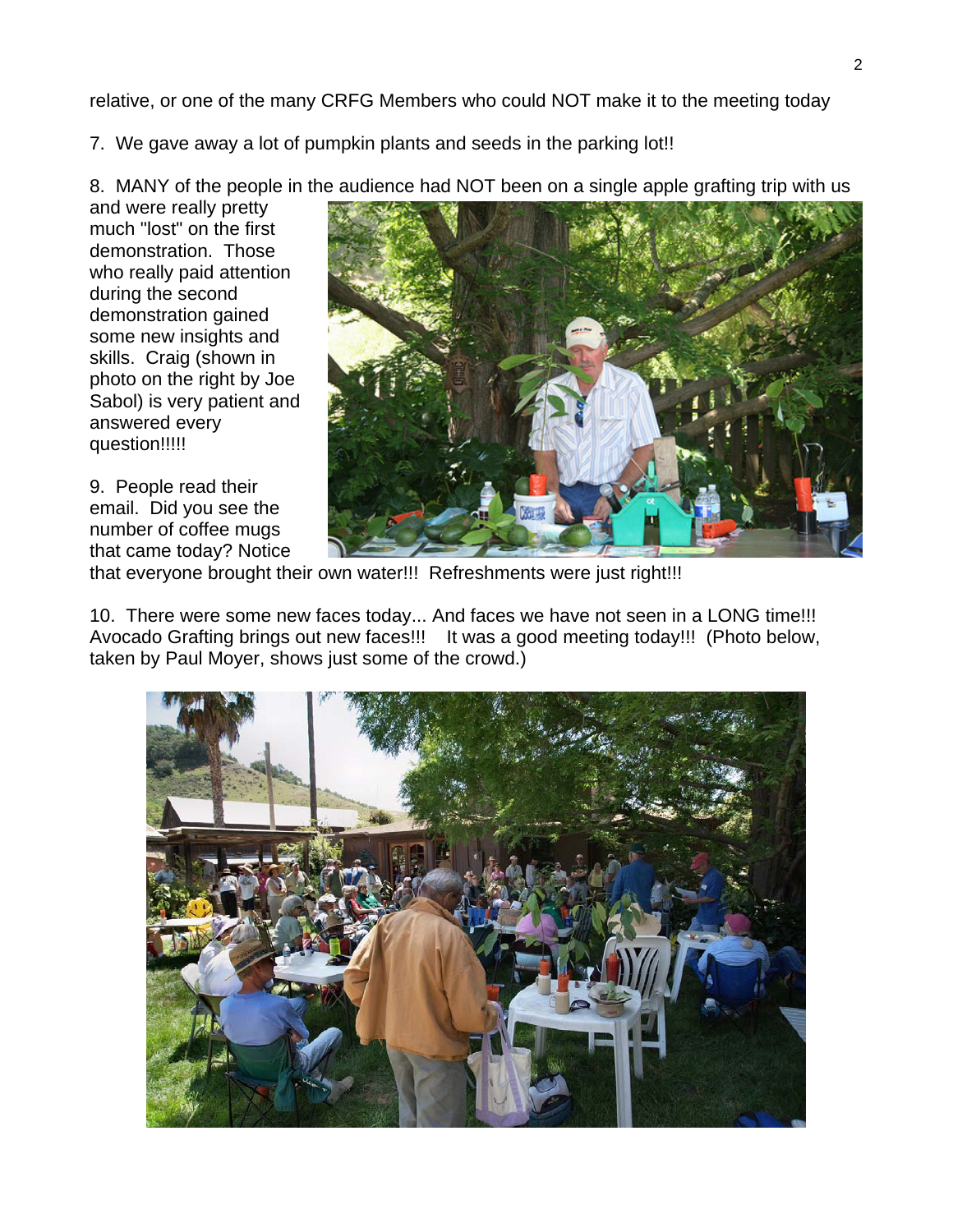relative, or one of the many CRFG Members who could NOT make it to the meeting today

7. We gave away a lot of pumpkin plants and seeds in the parking lot!!

8. MANY of the people in the audience had NOT been on a single apple grafting trip with us and were really pretty much "lost" on the first demonstration. Those who really paid attention during the second demonstration gained some new insights and skills. Craig (shown in photo on the right by Joe Sabol) is very patient and answered every question!!!!!

9. People read their email. Did you see the number of coffee mugs that came today? Notice that everyone brought their own water!!! Refreshments were just right!!!

10. There were some new faces today... And faces we have not seen in a LONG time!!! Avocado Grafting brings out new faces!!! It was a good meeting today!!! (Photo below, taken by Paul Moyer, shows just some of the crowd.)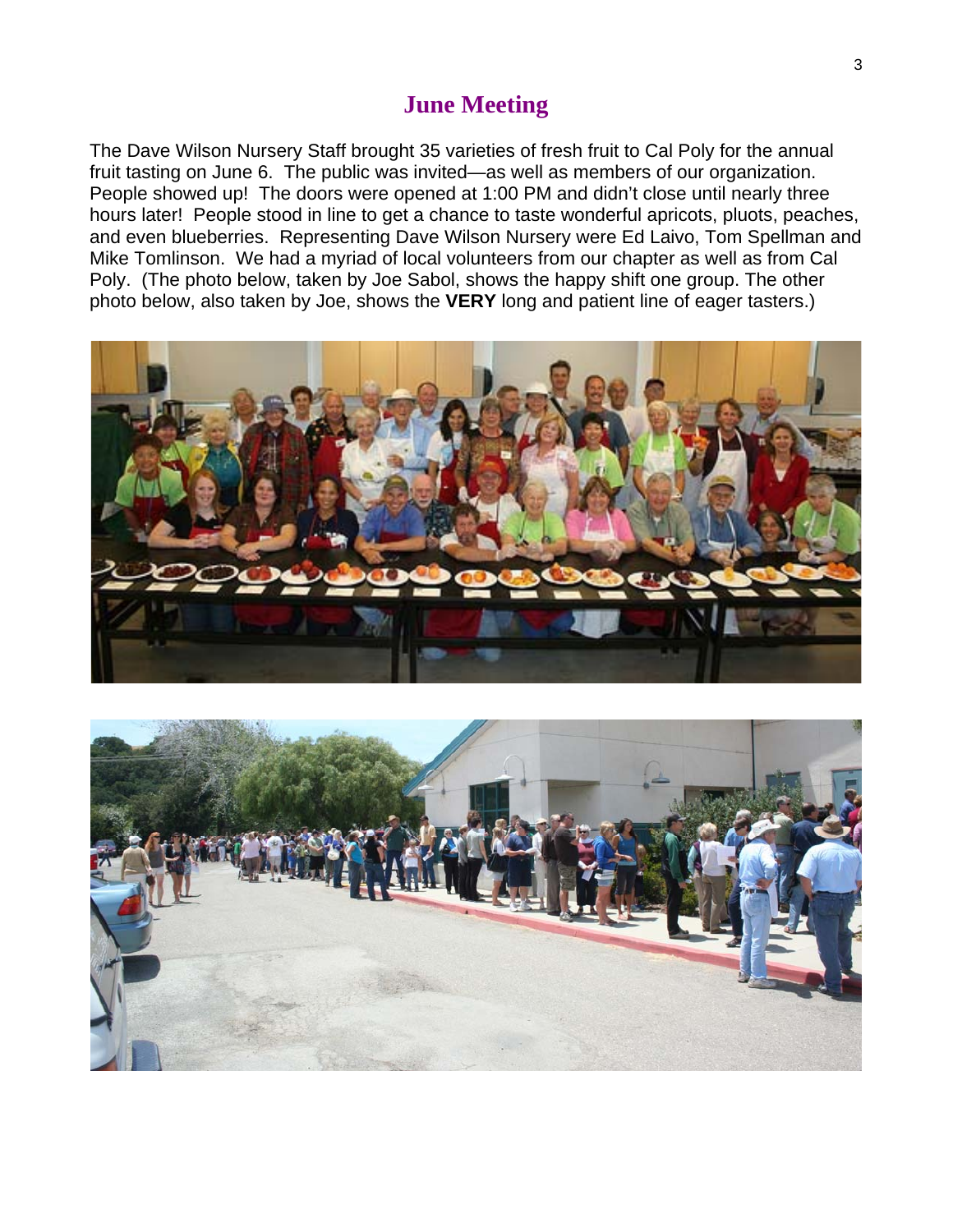## June Meeting

The Dave Wilson Nursery Staff brought 35 varieties of fresh fruit to Cal Poly for the annual fruit tasting on June 6. The public was invited—as well as members of our organization. People showed up! The doors were opened at 1:00 PM and didn't close until nearly three hours later! People stood in line to get a chance to taste wonderful apricots, pluots, peaches, and even blueberries. Representing Dave Wilson Nursery were Ed Laivo, Tom Spellman and Mike Tomlinson. We had a myriad of local volunteers from our chapter as well as from Cal Poly. (The photo below, taken by Joe Sabol, shows the happy shift one group. The other photo below, also taken by Joe, shows the **VERY** long and patient line of eager tasters.)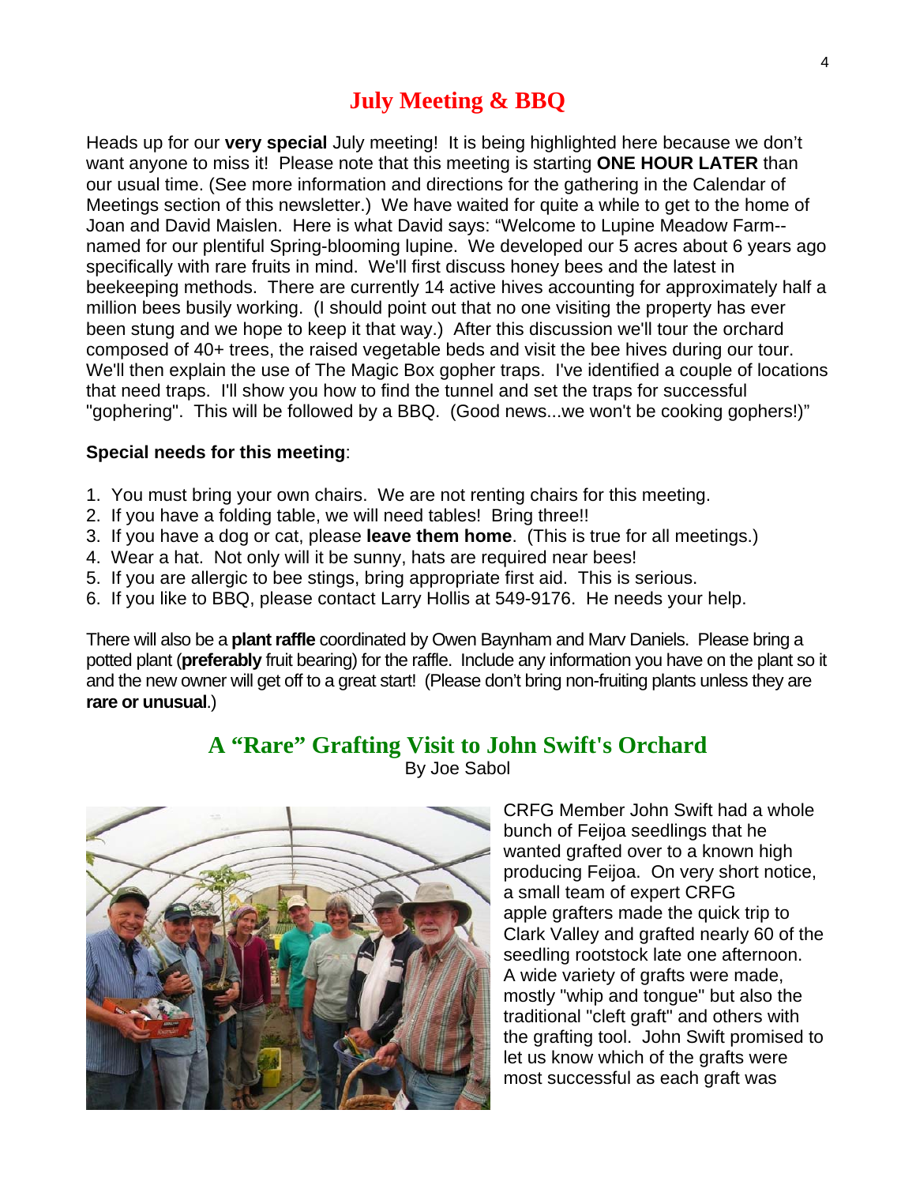## July Meeting & BBQ

Heads up for our **very special** July meeting! It is being highlighted here because we don't want anyone to miss it! Please note that this meeting is starting **ONE HOUR LATER** than our usual time. (See more information and directions for the gathering in the Calendar of Meetings section of this newsletter.) We have waited for quite a while to get to the home of Joan and David Maislen. Here is what David says: "Welcome to Lupine Meadow Farm--named for our plentiful Spring-blooming lupine. We developed our 5 acres about 6 years ago specifically with rare fruits in mind. We'll first discuss honey bees and the latest in beekeeping methods. There are currently 14 active hives accounting for approximately half a million bees busily working. (I should point out that no one visiting the property has ever been stung and we hope to keep it that way.) After this discussion we'll tour the orchard composed of 40+ trees, the raised vegetable beds and visit the bee hives during our tour. We'll then explain the use of The Magic Box gopher traps. I've identified a couple of locations that need traps. I'll show you how to find the tunnel and set the traps for successful "gophering". This will be followed by a BBQ. (Good news...we won't be cooking gophers!)"

**Special needs for this meeting**:

1. You must bring your own chairs. We are not renting chairs for this meeting.
2. If you have a folding table, we will need tables! Bring three!!
3. If you have a dog or cat, please **leave them home**. (This is true for all meetings.)
4. Wear a hat. Not only will it be sunny, hats are required near bees!
5. If you are allergic to bee stings, bring appropriate first aid. This is serious.
6. If you like to BBQ, please contact Larry Hollis at 549-9176. He needs your help.

There will also be a **plant raffle** coordinated by Owen Baynham and Marv Daniels. Please bring a potted plant (**preferably** fruit bearing) for the raffle. Include any information you have on the plant so it and the new owner will get off to a great start! (Please don't bring non-fruiting plants unless they are **rare or unusual**.)

## A "Rare" Grafting Visit to John Swift's Orchard

By Joe Sabol

CRFG Member John Swift had a whole bunch of Feijoa seedlings that he wanted grafted over to a known high producing Feijoa. On very short notice, a small team of expert CRFG apple grafters made the quick trip to Clark Valley and grafted nearly 60 of the seedling rootstock late one afternoon. A wide variety of grafts were made, mostly "whip and tongue" but also the traditional "cleft graft" and others with the grafting tool. John Swift promised to let us know which of the grafts were most successful as each graft was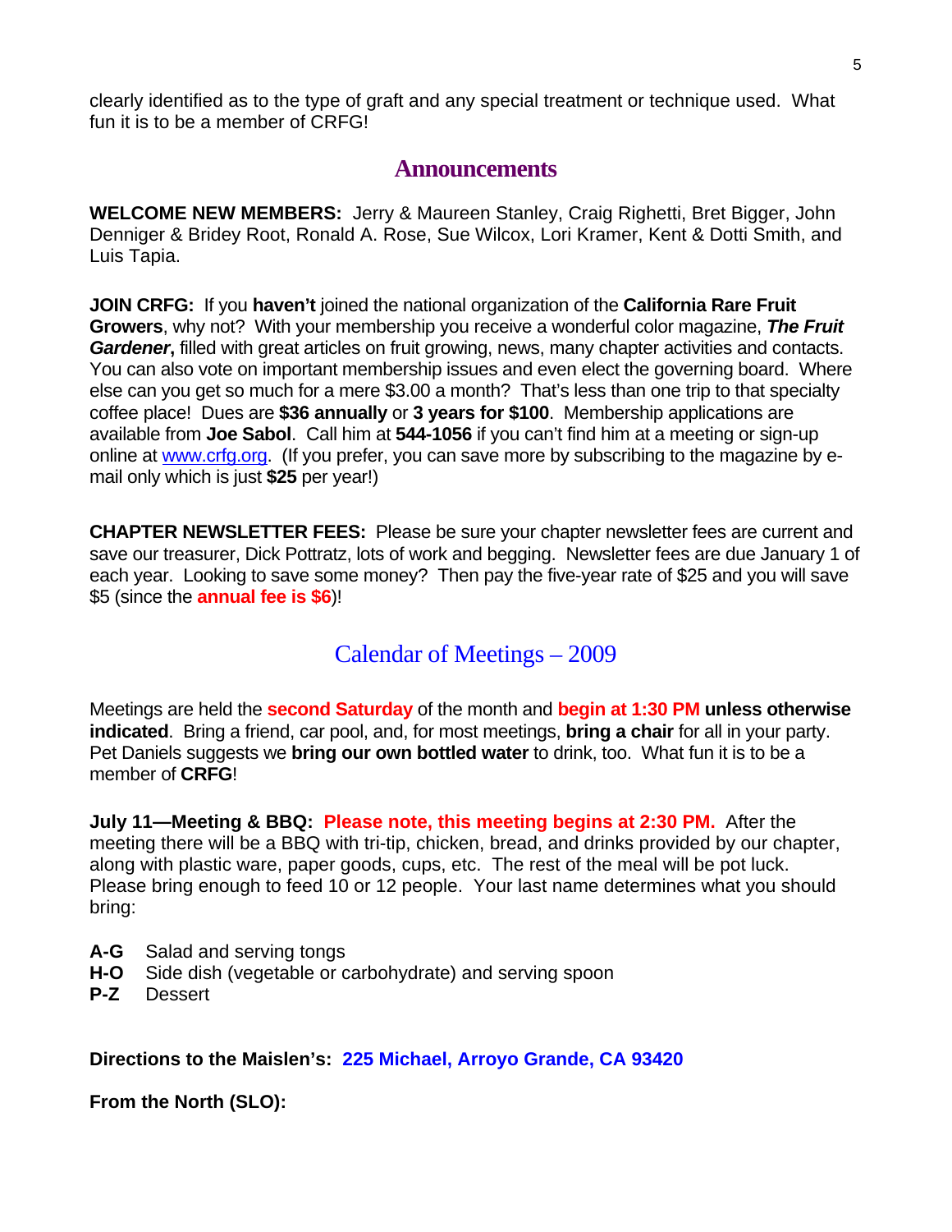clearly identified as to the type of graft and any special treatment or technique used. What fun it is to be a member of CRFG!

## Announcements

**WELCOME NEW MEMBERS:** Jerry & Maureen Stanley, Craig Righetti, Bret Bigger, John Denniger & Bridey Root, Ronald A. Rose, Sue Wilcox, Lori Kramer, Kent & Dotti Smith, and Luis Tapia.

**JOIN CRFG:** If you **haven't** joined the national organization of the **California Rare Fruit Growers**, why not? With your membership you receive a wonderful color magazine, ***The Fruit Gardener*****,** filled with great articles on fruit growing, news, many chapter activities and contacts. You can also vote on important membership issues and even elect the governing board. Where else can you get so much for a mere $3.00 a month? That's less than one trip to that specialty coffee place! Dues are **$36 annually** or **3 years for $100**. Membership applications are available from **Joe Sabol**. Call him at **544-1056** if you can't find him at a meeting or sign-up online at www.crfg.org. (If you prefer, you can save more by subscribing to the magazine by e-mail only which is just **$25** per year!)

**CHAPTER NEWSLETTER FEES:** Please be sure your chapter newsletter fees are current and save our treasurer, Dick Pottratz, lots of work and begging. Newsletter fees are due January 1 of each year. Looking to save some money? Then pay the five-year rate of $25 and you will save $5 (since the **annual fee is $6**)!

## Calendar of Meetings – 2009

Meetings are held the **second Saturday** of the month and **begin at 1:30 PM** **unless otherwise indicated**. Bring a friend, car pool, and, for most meetings, **bring a chair** for all in your party. Pet Daniels suggests we **bring our own bottled water** to drink, too. What fun it is to be a member of **CRFG**!

**July 11—Meeting & BBQ:** **Please note, this meeting begins at 2:30 PM.** After the meeting there will be a BBQ with tri-tip, chicken, bread, and drinks provided by our chapter, along with plastic ware, paper goods, cups, etc. The rest of the meal will be pot luck. Please bring enough to feed 10 or 12 people. Your last name determines what you should bring:

- **A-G** Salad and serving tongs
- **H-O** Side dish (vegetable or carbohydrate) and serving spoon
- **P-Z** Dessert

**Directions to the Maislen's:** **225 Michael, Arroyo Grande, CA 93420**

**From the North (SLO):**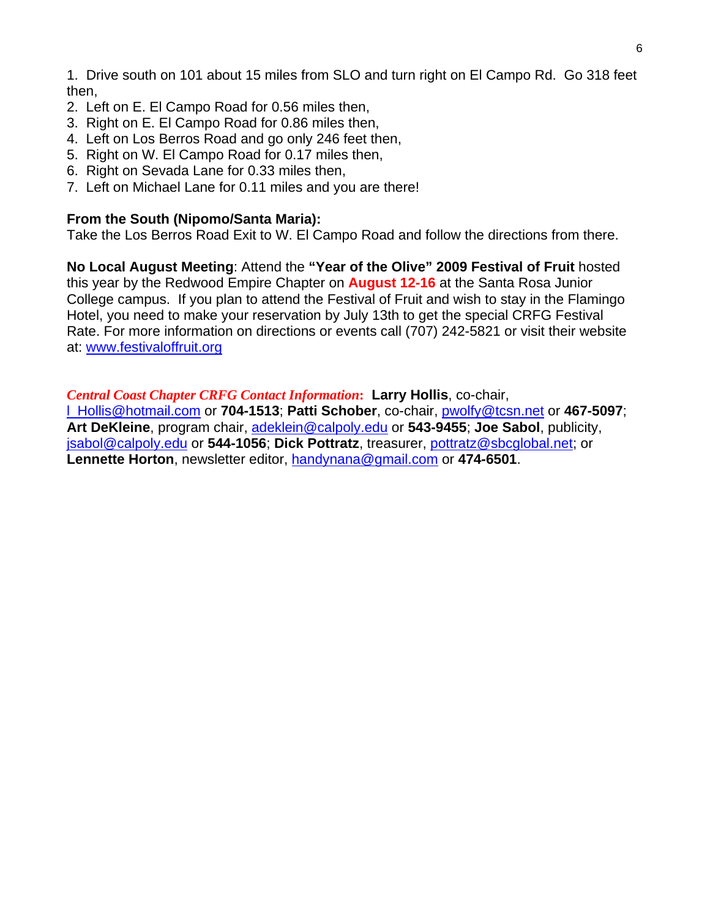1. Drive south on 101 about 15 miles from SLO and turn right on El Campo Rd. Go 318 feet then,
2. Left on E. El Campo Road for 0.56 miles then,
3. Right on E. El Campo Road for 0.86 miles then,
4. Left on Los Berros Road and go only 246 feet then,
5. Right on W. El Campo Road for 0.17 miles then,
6. Right on Sevada Lane for 0.33 miles then,
7. Left on Michael Lane for 0.11 miles and you are there!

**From the South (Nipomo/Santa Maria):**
Take the Los Berros Road Exit to W. El Campo Road and follow the directions from there.

**No Local August Meeting**: Attend the **"Year of the Olive" 2009 Festival of Fruit** hosted this year by the Redwood Empire Chapter on **August 12-16** at the Santa Rosa Junior College campus. If you plan to attend the Festival of Fruit and wish to stay in the Flamingo Hotel, you need to make your reservation by July 13th to get the special CRFG Festival Rate. For more information on directions or events call (707) 242-5821 or visit their website at: www.festivaloffruit.org

***Central Coast Chapter CRFG Contact Information*:** **Larry Hollis**, co-chair, l_Hollis@hotmail.com or **704-1513**; **Patti Schober**, co-chair, pwolfy@tcsn.net or **467-5097**; **Art DeKleine**, program chair, adeklein@calpoly.edu or **543-9455**; **Joe Sabol**, publicity, jsabol@calpoly.edu or **544-1056**; **Dick Pottratz**, treasurer, pottratz@sbcglobal.net; or **Lennette Horton**, newsletter editor, handynana@gmail.com or **474-6501**.